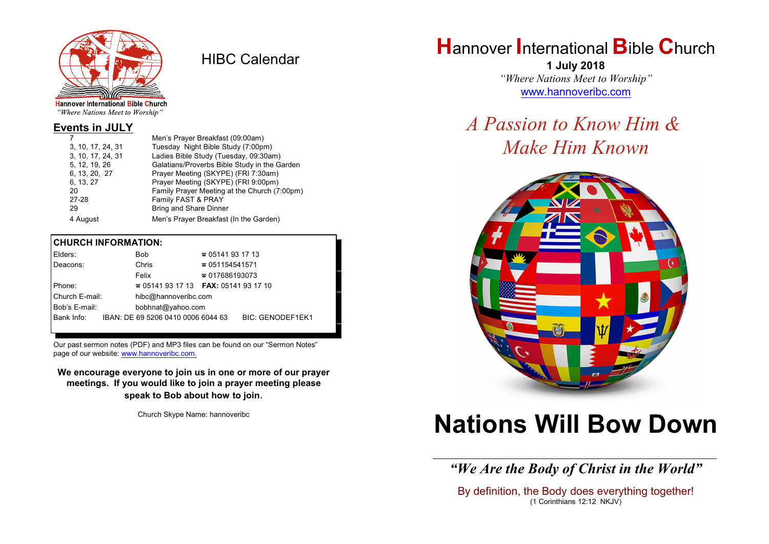Hannover International Bible Church
*"Where Nations Meet to Worship"*

# HIBC Calendar

## Events in JULY

| | |
|---|---|
| 7 | Men's Prayer Breakfast (09:00am) |
| 3, 10, 17, 24, 31 | Tuesday Night Bible Study (7:00pm) |
| 3, 10, 17, 24, 31 | Ladies Bible Study (Tuesday, 09:30am) |
| 5, 12, 19, 26 | Galatians/Proverbs Bible Study in the Garden |
| 6, 13, 20, 27 | Prayer Meeting (SKYPE) (FRI 7:30am) |
| 6, 13, 27 | Prayer Meeting (SKYPE) (FRI 9:00pm) |
| 20 | Family Prayer Meeting at the Church (7:00pm) |
| 27-28 | Family FAST & PRAY |
| 29 | Bring and Share Dinner |
| 4 August | Men's Prayer Breakfast (In the Garden) |

## CHURCH INFORMATION:

| | | |
|---|---|---|
| Elders: | Bob | ☎ 05141 93 17 13 |
| Deacons: | Chris | ☎ 051154541571 |
| | Felix | ☎ 017686193073 |
| Phone: | ☎ 05141 93 17 13 | **FAX:** 05141 93 17 10 |
| Church E-mail: | hibc@hannoveribc.com | |
| Bob's E-mail: | bobhnat@yahoo.com | |
| Bank Info: | IBAN: DE 69 5206 0410 0006 6044 63 | BIC: GENODEF1EK1 |

Our past sermon notes (PDF) and MP3 files can be found on our "Sermon Notes" page of our website: www.hannoveribc.com.

**We encourage everyone to join us in one or more of our prayer meetings. If you would like to join a prayer meeting please speak to Bob about how to join.**

Church Skype Name: hannoveribc

# Hannover International Bible Church

**1 July 2018**

*"Where Nations Meet to Worship"*

www.hannoveribc.com

*A Passion to Know Him & Make Him Known*

# Nations Will Bow Down

***"We Are the Body of Christ in the World"***

By definition, the Body does everything together!
(1 Corinthians 12:12 NKJV)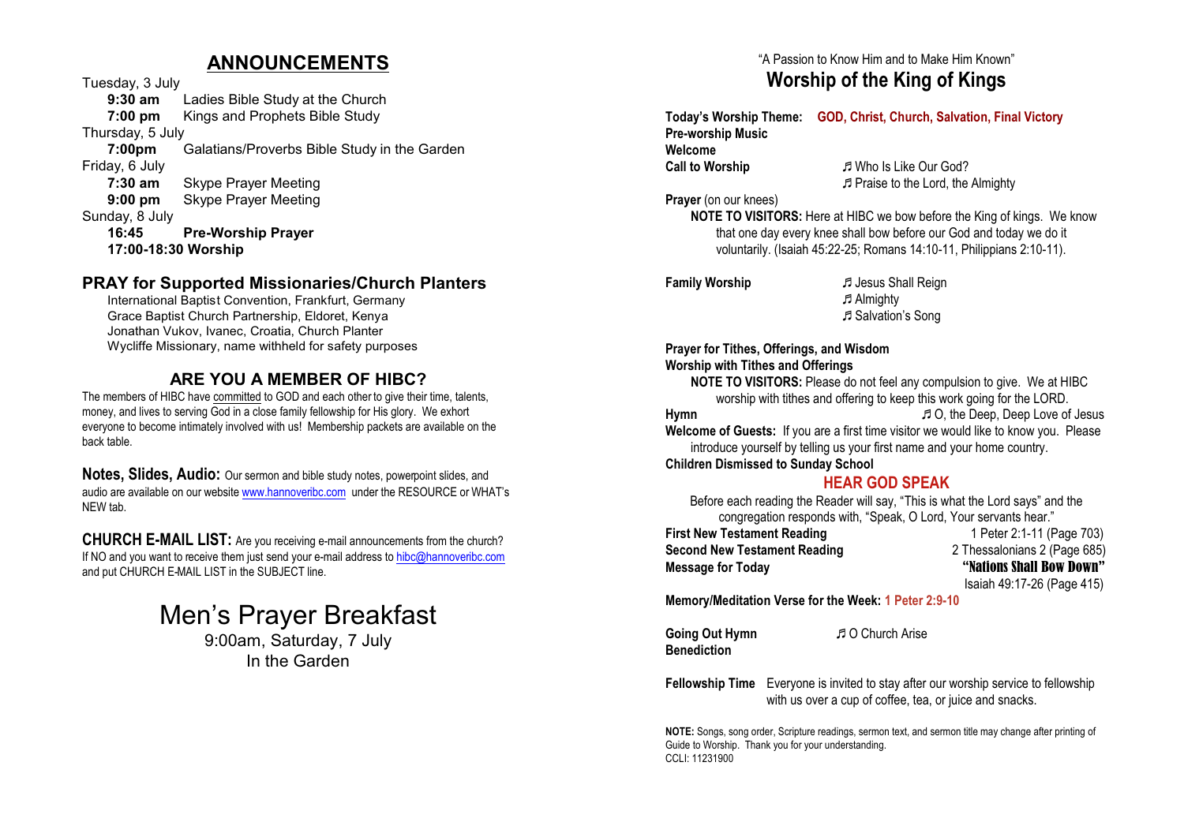# ANNOUNCEMENTS

Tuesday, 3 July

**9:30 am** Ladies Bible Study at the Church

**7:00 pm** Kings and Prophets Bible Study

Thursday, 5 July

**7:00pm** Galatians/Proverbs Bible Study in the Garden

Friday, 6 July

**7:30 am** Skype Prayer Meeting

**9:00 pm** Skype Prayer Meeting

Sunday, 8 July

**16:45 Pre-Worship Prayer**

**17:00-18:30 Worship**

## PRAY for Supported Missionaries/Church Planters

International Baptist Convention, Frankfurt, Germany
Grace Baptist Church Partnership, Eldoret, Kenya
Jonathan Vukov, Ivanec, Croatia, Church Planter
Wycliffe Missionary, name withheld for safety purposes

## ARE YOU A MEMBER OF HIBC?

The members of HIBC have committed to GOD and each other to give their time, talents, money, and lives to serving God in a close family fellowship for His glory. We exhort everyone to become intimately involved with us! Membership packets are available on the back table.

**Notes, Slides, Audio:** Our sermon and bible study notes, powerpoint slides, and audio are available on our website www.hannoveribc.com under the RESOURCE or WHAT's NEW tab.

**CHURCH E-MAIL LIST:** Are you receiving e-mail announcements from the church? If NO and you want to receive them just send your e-mail address to hibc@hannoveribc.com and put CHURCH E-MAIL LIST in the SUBJECT line.

# Men's Prayer Breakfast

9:00am, Saturday, 7 July
In the Garden

"A Passion to Know Him and to Make Him Known"

# Worship of the King of Kings

**Today's Worship Theme:** **GOD, Christ, Church, Salvation, Final Victory**

**Pre-worship Music**

**Welcome**

**Call to Worship** ♬ Who Is Like Our God?
♬ Praise to the Lord, the Almighty

**Prayer** (on our knees)

**NOTE TO VISITORS:** Here at HIBC we bow before the King of kings. We know that one day every knee shall bow before our God and today we do it voluntarily. (Isaiah 45:22-25; Romans 14:10-11, Philippians 2:10-11).

**Family Worship** ♬ Jesus Shall Reign
♬ Almighty
♬ Salvation's Song

**Prayer for Tithes, Offerings, and Wisdom**

**Worship with Tithes and Offerings**

**NOTE TO VISITORS:** Please do not feel any compulsion to give. We at HIBC worship with tithes and offering to keep this work going for the LORD.

**Hymn** ♬ O, the Deep, Deep Love of Jesus

**Welcome of Guests:** If you are a first time visitor we would like to know you. Please introduce yourself by telling us your first name and your home country.

**Children Dismissed to Sunday School**

## HEAR GOD SPEAK

Before each reading the Reader will say, "This is what the Lord says" and the congregation responds with, "Speak, O Lord, Your servants hear."

**First New Testament Reading** 1 Peter 2:1-11 (Page 703)

**Second New Testament Reading** 2 Thessalonians 2 (Page 685)

**Message for Today** **"Nations Shall Bow Down"**
Isaiah 49:17-26 (Page 415)

**Memory/Meditation Verse for the Week: 1 Peter 2:9-10**

**Going Out Hymn** ♬ O Church Arise

**Benediction**

**Fellowship Time** Everyone is invited to stay after our worship service to fellowship with us over a cup of coffee, tea, or juice and snacks.

**NOTE:** Songs, song order, Scripture readings, sermon text, and sermon title may change after printing of Guide to Worship. Thank you for your understanding.
CCLI: 11231900